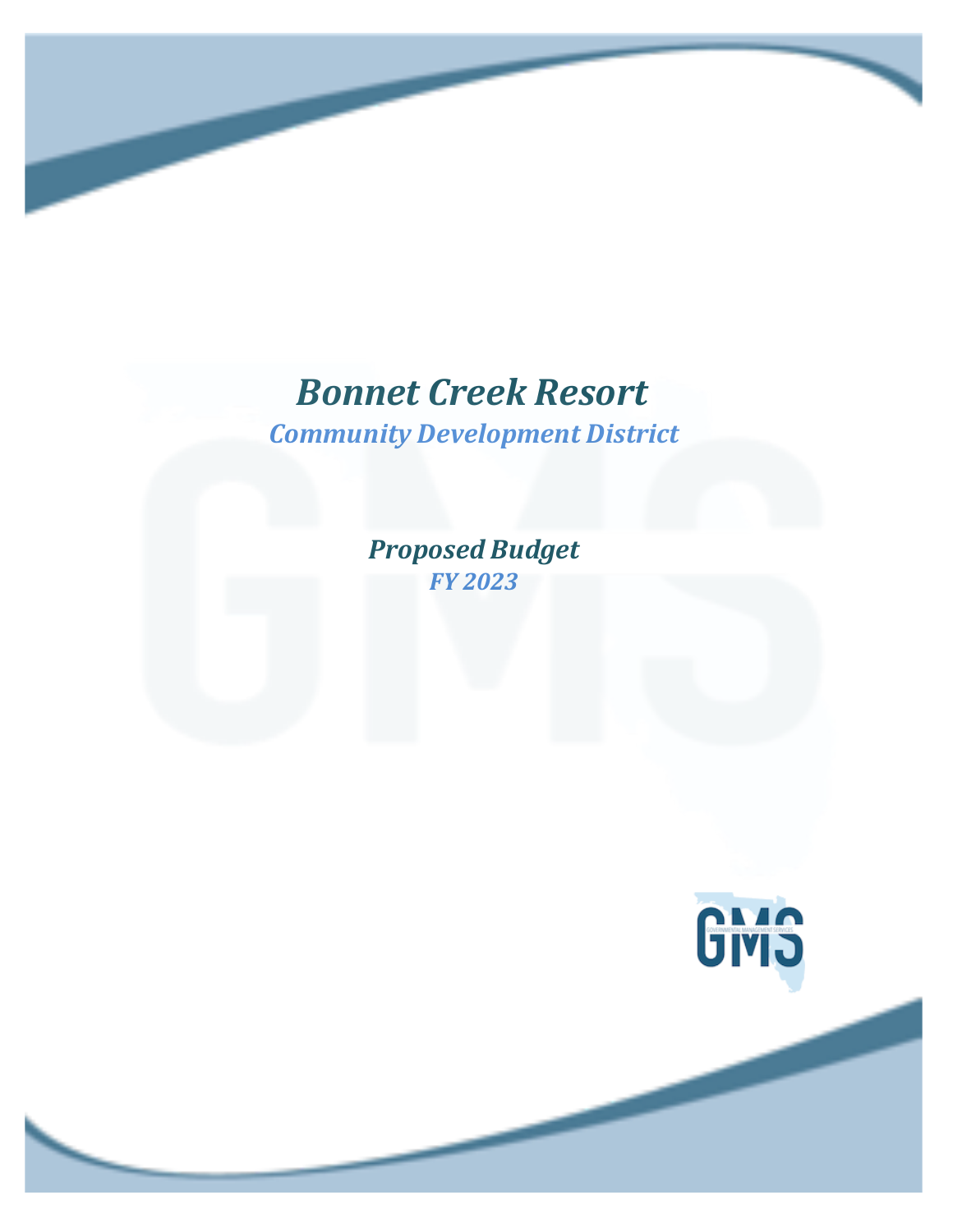# Bonnet Creek Resort

## Community Development District

### Proposed Budget

### FY 2023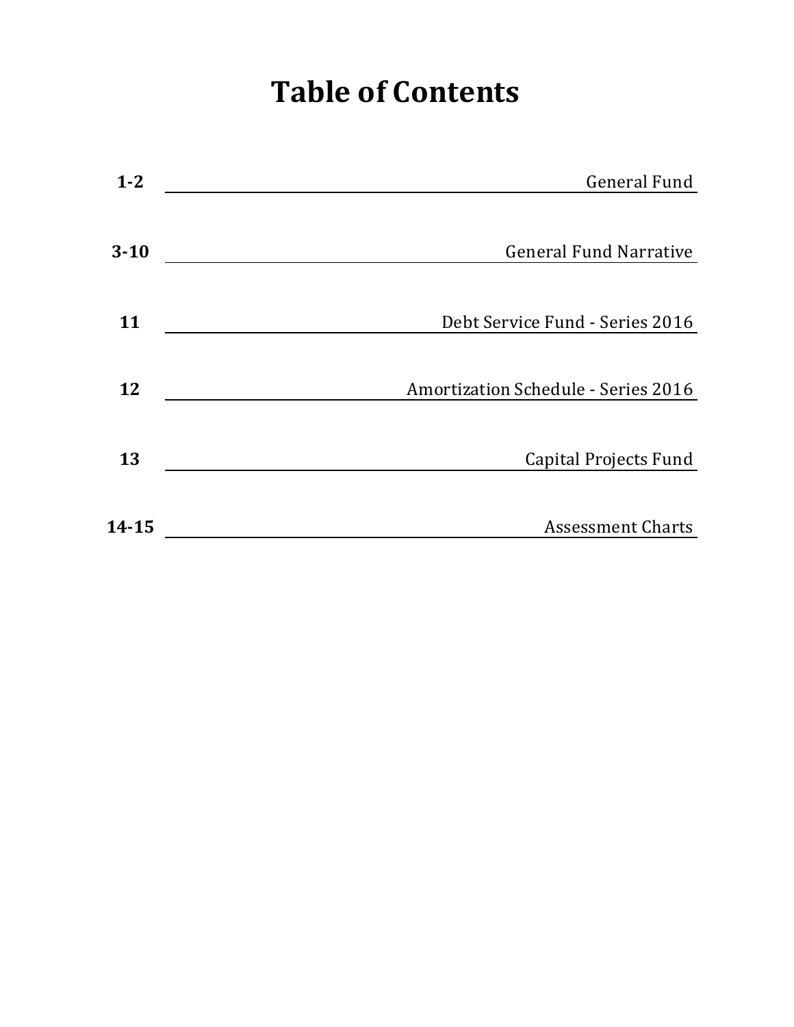# Table of Contents

| Page | Section |
| --- | --- |
| **1-2** | General Fund |
| **3-10** | General Fund Narrative |
| **11** | Debt Service Fund - Series 2016 |
| **12** | Amortization Schedule - Series 2016 |
| **13** | Capital Projects Fund |
| **14-15** | Assessment Charts |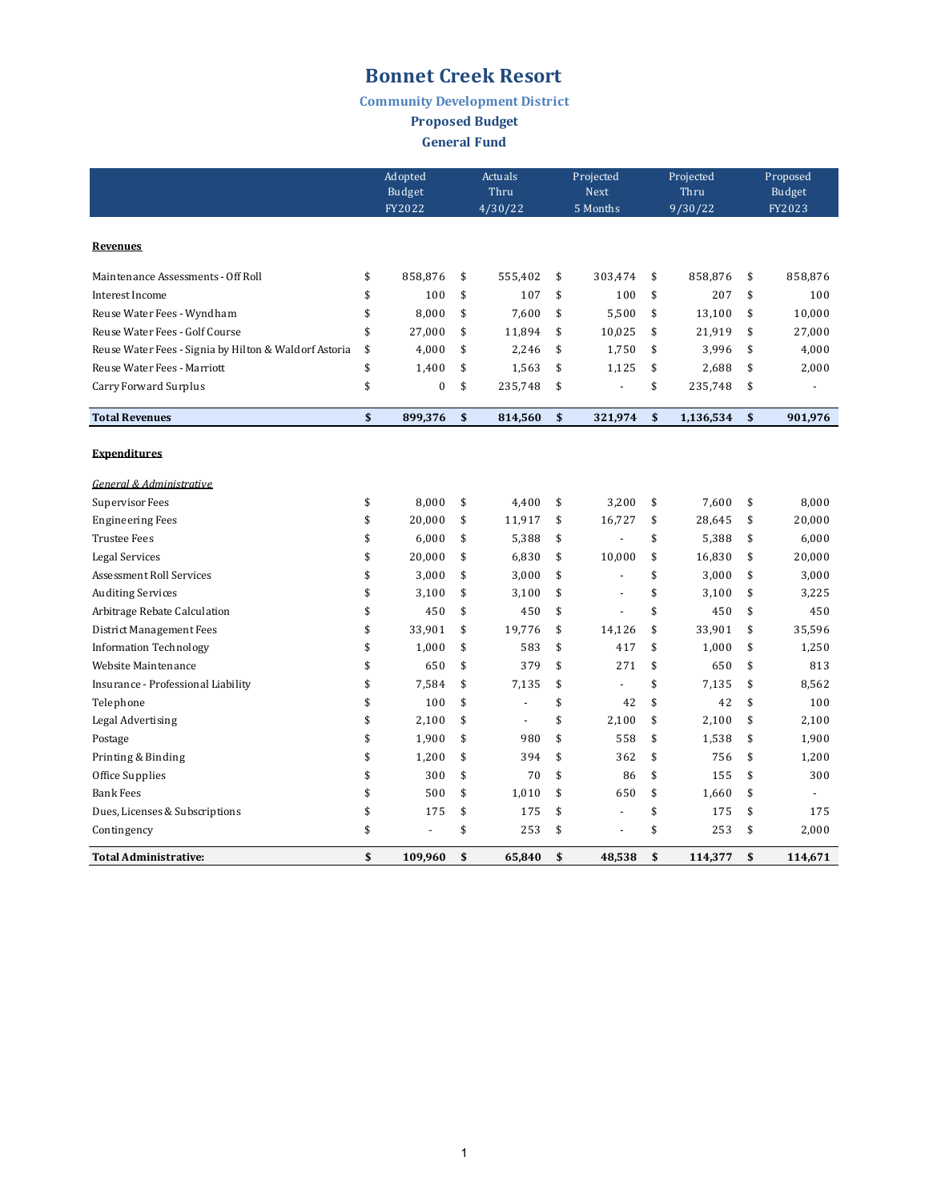# Bonnet Creek Resort

## Community Development District

### Proposed Budget

### General Fund

| | Adopted Budget FY2022 | Actuals Thru 4/30/22 | Projected Next 5 Months | Projected Thru 9/30/22 | Proposed Budget FY2023 |
|---|---|---|---|---|---|
| **Revenues** | | | | | |
| Maintenance Assessments - Off Roll | $ 858,876 | $ 555,402 | $ 303,474 | $ 858,876 | $ 858,876 |
| Interest Income | $ 100 | $ 107 | $ 100 | $ 207 | $ 100 |
| Reuse Water Fees - Wyndham | $ 8,000 | $ 7,600 | $ 5,500 | $ 13,100 | $ 10,000 |
| Reuse Water Fees - Golf Course | $ 27,000 | $ 11,894 | $ 10,025 | $ 21,919 | $ 27,000 |
| Reuse Water Fees - Signia by Hilton & Waldorf Astoria | $ 4,000 | $ 2,246 | $ 1,750 | $ 3,996 | $ 4,000 |
| Reuse Water Fees - Marriott | $ 1,400 | $ 1,563 | $ 1,125 | $ 2,688 | $ 2,000 |
| Carry Forward Surplus | $ 0 | $ 235,748 | $ - | $ 235,748 | $ - |
| **Total Revenues** | **$ 899,376** | **$ 814,560** | **$ 321,974** | **$ 1,136,534** | **$ 901,976** |
| **Expenditures** | | | | | |
| *General & Administrative* | | | | | |
| Supervisor Fees | $ 8,000 | $ 4,400 | $ 3,200 | $ 7,600 | $ 8,000 |
| Engineering Fees | $ 20,000 | $ 11,917 | $ 16,727 | $ 28,645 | $ 20,000 |
| Trustee Fees | $ 6,000 | $ 5,388 | $ - | $ 5,388 | $ 6,000 |
| Legal Services | $ 20,000 | $ 6,830 | $ 10,000 | $ 16,830 | $ 20,000 |
| Assessment Roll Services | $ 3,000 | $ 3,000 | $ - | $ 3,000 | $ 3,000 |
| Auditing Services | $ 3,100 | $ 3,100 | $ - | $ 3,100 | $ 3,225 |
| Arbitrage Rebate Calculation | $ 450 | $ 450 | $ - | $ 450 | $ 450 |
| District Management Fees | $ 33,901 | $ 19,776 | $ 14,126 | $ 33,901 | $ 35,596 |
| Information Technology | $ 1,000 | $ 583 | $ 417 | $ 1,000 | $ 1,250 |
| Website Maintenance | $ 650 | $ 379 | $ 271 | $ 650 | $ 813 |
| Insurance - Professional Liability | $ 7,584 | $ 7,135 | $ - | $ 7,135 | $ 8,562 |
| Telephone | $ 100 | $ - | $ 42 | $ 42 | $ 100 |
| Legal Advertising | $ 2,100 | $ - | $ 2,100 | $ 2,100 | $ 2,100 |
| Postage | $ 1,900 | $ 980 | $ 558 | $ 1,538 | $ 1,900 |
| Printing & Binding | $ 1,200 | $ 394 | $ 362 | $ 756 | $ 1,200 |
| Office Supplies | $ 300 | $ 70 | $ 86 | $ 155 | $ 300 |
| Bank Fees | $ 500 | $ 1,010 | $ 650 | $ 1,660 | $ - |
| Dues, Licenses & Subscriptions | $ 175 | $ 175 | $ - | $ 175 | $ 175 |
| Contingency | $ - | $ 253 | $ - | $ 253 | $ 2,000 |
| **Total Administrative:** | **$ 109,960** | **$ 65,840** | **$ 48,538** | **$ 114,377** | **$ 114,671** |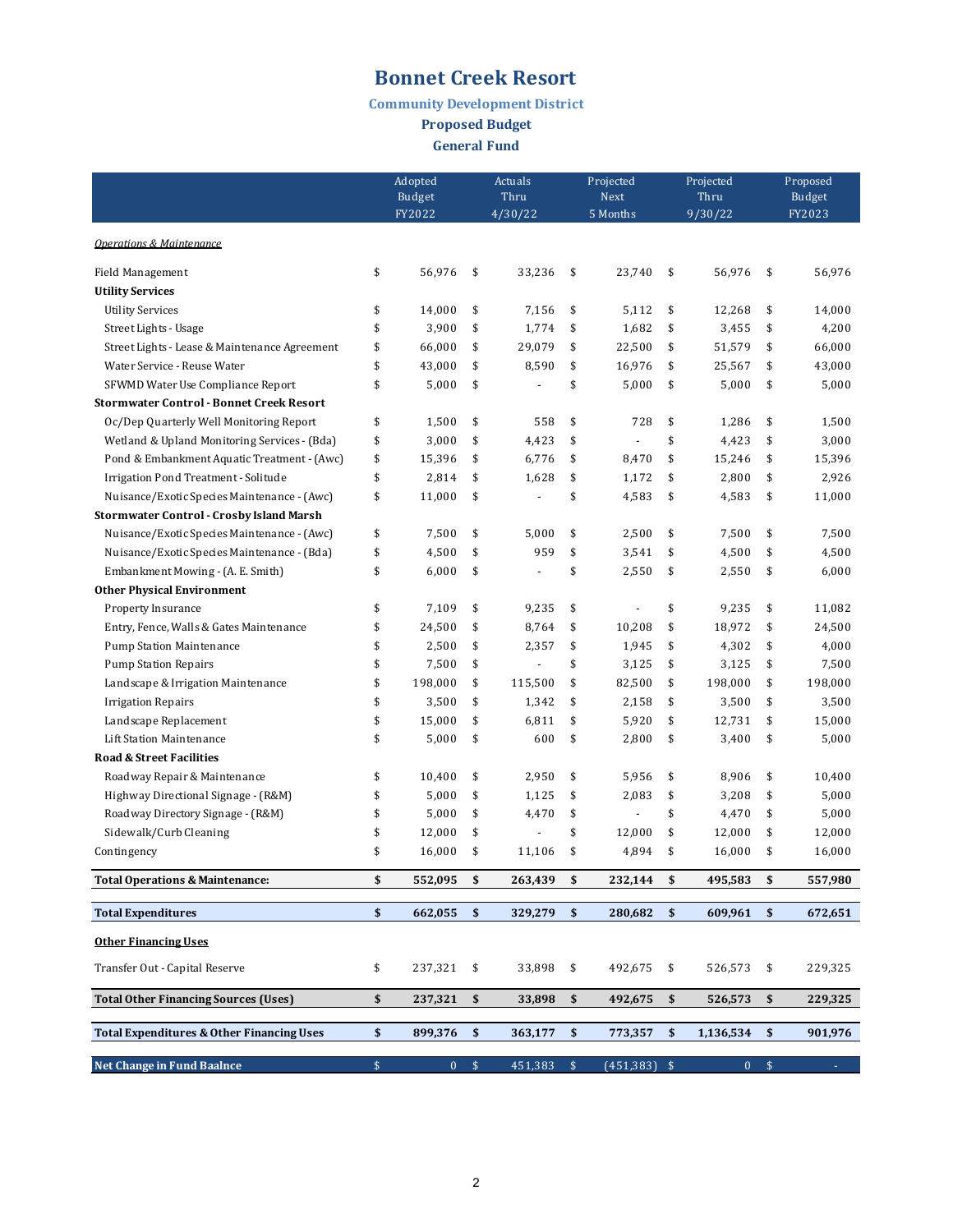# Bonnet Creek Resort

### Community Development District

### Proposed Budget

### General Fund

| | Adopted Budget FY2022 | Actuals Thru 4/30/22 | Projected Next 5 Months | Projected Thru 9/30/22 | Proposed Budget FY2023 |
|---|---|---|---|---|---|
| *Operations & Maintenance* | | | | | |
| Field Management | $ 56,976 | $ 33,236 | $ 23,740 | $ 56,976 | $ 56,976 |
| **Utility Services** | | | | | |
| Utility Services | $ 14,000 | $ 7,156 | $ 5,112 | $ 12,268 | $ 14,000 |
| Street Lights - Usage | $ 3,900 | $ 1,774 | $ 1,682 | $ 3,455 | $ 4,200 |
| Street Lights - Lease & Maintenance Agreement | $ 66,000 | $ 29,079 | $ 22,500 | $ 51,579 | $ 66,000 |
| Water Service - Reuse Water | $ 43,000 | $ 8,590 | $ 16,976 | $ 25,567 | $ 43,000 |
| SFWMD Water Use Compliance Report | $ 5,000 | $ - | $ 5,000 | $ 5,000 | $ 5,000 |
| **Stormwater Control - Bonnet Creek Resort** | | | | | |
| Oc/Dep Quarterly Well Monitoring Report | $ 1,500 | $ 558 | $ 728 | $ 1,286 | $ 1,500 |
| Wetland & Upland Monitoring Services - (Bda) | $ 3,000 | $ 4,423 | $ - | $ 4,423 | $ 3,000 |
| Pond & Embankment Aquatic Treatment - (Awc) | $ 15,396 | $ 6,776 | $ 8,470 | $ 15,246 | $ 15,396 |
| Irrigation Pond Treatment - Solitude | $ 2,814 | $ 1,628 | $ 1,172 | $ 2,800 | $ 2,926 |
| Nuisance/Exotic Species Maintenance - (Awc) | $ 11,000 | $ - | $ 4,583 | $ 4,583 | $ 11,000 |
| **Stormwater Control - Crosby Island Marsh** | | | | | |
| Nuisance/Exotic Species Maintenance - (Awc) | $ 7,500 | $ 5,000 | $ 2,500 | $ 7,500 | $ 7,500 |
| Nuisance/Exotic Species Maintenance - (Bda) | $ 4,500 | $ 959 | $ 3,541 | $ 4,500 | $ 4,500 |
| Embankment Mowing - (A. E. Smith) | $ 6,000 | $ - | $ 2,550 | $ 2,550 | $ 6,000 |
| **Other Physical Environment** | | | | | |
| Property Insurance | $ 7,109 | $ 9,235 | $ - | $ 9,235 | $ 11,082 |
| Entry, Fence, Walls & Gates Maintenance | $ 24,500 | $ 8,764 | $ 10,208 | $ 18,972 | $ 24,500 |
| Pump Station Maintenance | $ 2,500 | $ 2,357 | $ 1,945 | $ 4,302 | $ 4,000 |
| Pump Station Repairs | $ 7,500 | $ - | $ 3,125 | $ 3,125 | $ 7,500 |
| Landscape & Irrigation Maintenance | $ 198,000 | $ 115,500 | $ 82,500 | $ 198,000 | $ 198,000 |
| Irrigation Repairs | $ 3,500 | $ 1,342 | $ 2,158 | $ 3,500 | $ 3,500 |
| Landscape Replacement | $ 15,000 | $ 6,811 | $ 5,920 | $ 12,731 | $ 15,000 |
| Lift Station Maintenance | $ 5,000 | $ 600 | $ 2,800 | $ 3,400 | $ 5,000 |
| **Road & Street Facilities** | | | | | |
| Roadway Repair & Maintenance | $ 10,400 | $ 2,950 | $ 5,956 | $ 8,906 | $ 10,400 |
| Highway Directional Signage - (R&M) | $ 5,000 | $ 1,125 | $ 2,083 | $ 3,208 | $ 5,000 |
| Roadway Directory Signage - (R&M) | $ 5,000 | $ 4,470 | $ - | $ 4,470 | $ 5,000 |
| Sidewalk/Curb Cleaning | $ 12,000 | $ - | $ 12,000 | $ 12,000 | $ 12,000 |
| Contingency | $ 16,000 | $ 11,106 | $ 4,894 | $ 16,000 | $ 16,000 |
| **Total Operations & Maintenance:** | **$ 552,095** | **$ 263,439** | **$ 232,144** | **$ 495,583** | **$ 557,980** |
| **Total Expenditures** | **$ 662,055** | **$ 329,279** | **$ 280,682** | **$ 609,961** | **$ 672,651** |
| **Other Financing Uses** | | | | | |
| Transfer Out - Capital Reserve | $ 237,321 | $ 33,898 | $ 492,675 | $ 526,573 | $ 229,325 |
| **Total Other Financing Sources (Uses)** | **$ 237,321** | **$ 33,898** | **$ 492,675** | **$ 526,573** | **$ 229,325** |
| **Total Expenditures & Other Financing Uses** | **$ 899,376** | **$ 363,177** | **$ 773,357** | **$ 1,136,534** | **$ 901,976** |
| **Net Change in Fund Baalnce** | $ 0 | $ 451,383 | $ (451,383) | $ 0 | $ - |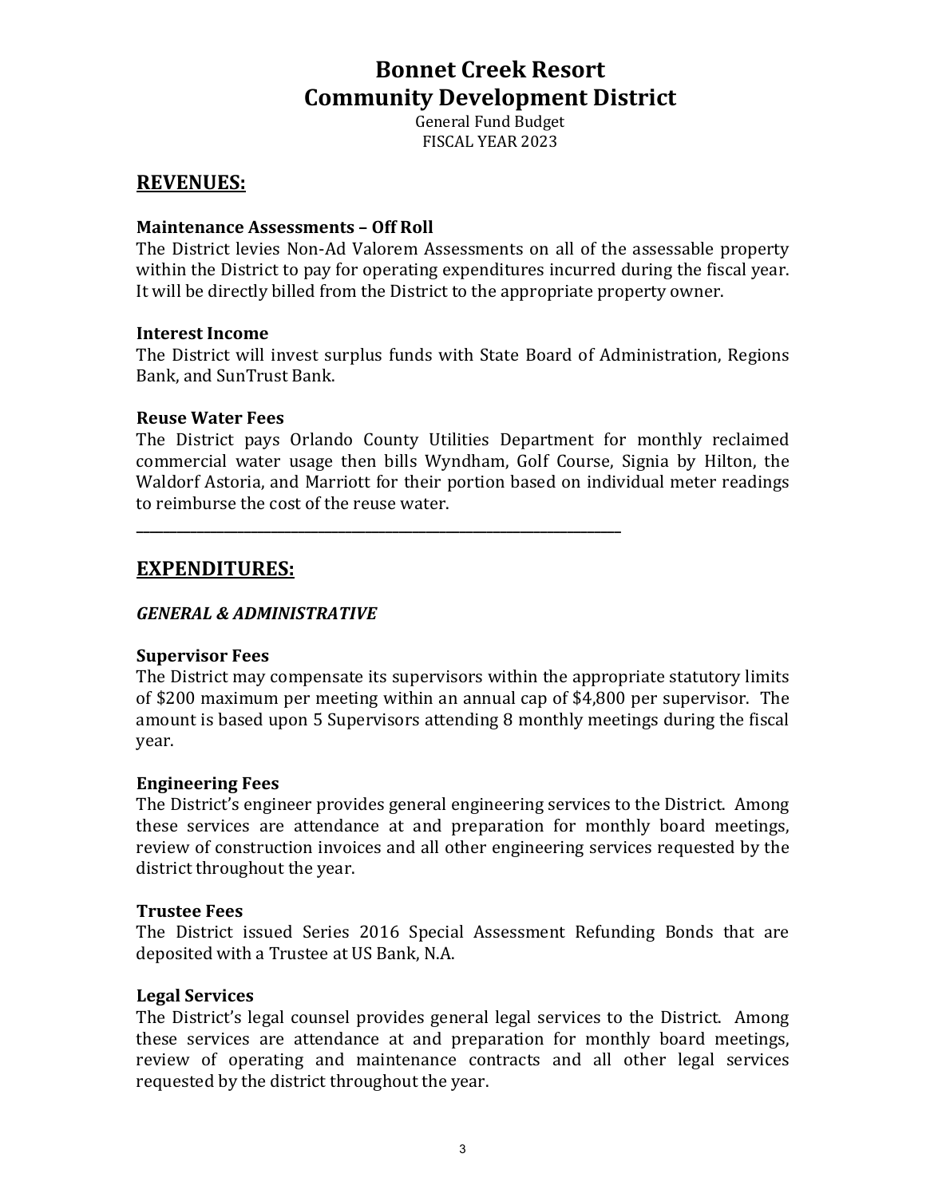# Bonnet Creek Resort
# Community Development District

General Fund Budget
FISCAL YEAR 2023

## REVENUES:

### Maintenance Assessments – Off Roll

The District levies Non-Ad Valorem Assessments on all of the assessable property within the District to pay for operating expenditures incurred during the fiscal year. It will be directly billed from the District to the appropriate property owner.

### Interest Income

The District will invest surplus funds with State Board of Administration, Regions Bank, and SunTrust Bank.

### Reuse Water Fees

The District pays Orlando County Utilities Department for monthly reclaimed commercial water usage then bills Wyndham, Golf Course, Signia by Hilton, the Waldorf Astoria, and Marriott for their portion based on individual meter readings to reimburse the cost of the reuse water.

---

## EXPENDITURES:

### *GENERAL & ADMINISTRATIVE*

### Supervisor Fees

The District may compensate its supervisors within the appropriate statutory limits of $200 maximum per meeting within an annual cap of $4,800 per supervisor. The amount is based upon 5 Supervisors attending 8 monthly meetings during the fiscal year.

### Engineering Fees

The District's engineer provides general engineering services to the District. Among these services are attendance at and preparation for monthly board meetings, review of construction invoices and all other engineering services requested by the district throughout the year.

### Trustee Fees

The District issued Series 2016 Special Assessment Refunding Bonds that are deposited with a Trustee at US Bank, N.A.

### Legal Services

The District's legal counsel provides general legal services to the District. Among these services are attendance at and preparation for monthly board meetings, review of operating and maintenance contracts and all other legal services requested by the district throughout the year.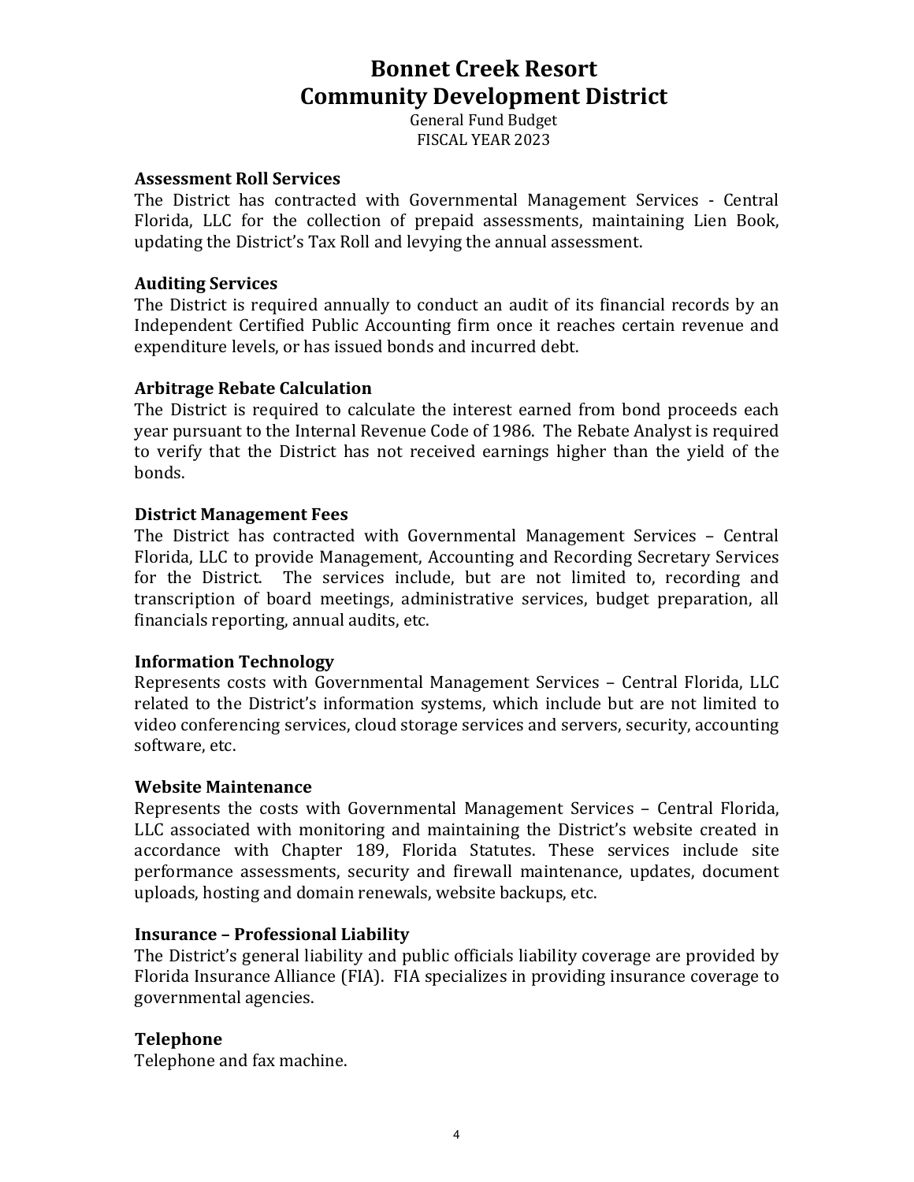# Bonnet Creek Resort
# Community Development District

General Fund Budget
FISCAL YEAR 2023

### Assessment Roll Services

The District has contracted with Governmental Management Services - Central Florida, LLC for the collection of prepaid assessments, maintaining Lien Book, updating the District's Tax Roll and levying the annual assessment.

### Auditing Services

The District is required annually to conduct an audit of its financial records by an Independent Certified Public Accounting firm once it reaches certain revenue and expenditure levels, or has issued bonds and incurred debt.

### Arbitrage Rebate Calculation

The District is required to calculate the interest earned from bond proceeds each year pursuant to the Internal Revenue Code of 1986. The Rebate Analyst is required to verify that the District has not received earnings higher than the yield of the bonds.

### District Management Fees

The District has contracted with Governmental Management Services – Central Florida, LLC to provide Management, Accounting and Recording Secretary Services for the District. The services include, but are not limited to, recording and transcription of board meetings, administrative services, budget preparation, all financials reporting, annual audits, etc.

### Information Technology

Represents costs with Governmental Management Services – Central Florida, LLC related to the District's information systems, which include but are not limited to video conferencing services, cloud storage services and servers, security, accounting software, etc.

### Website Maintenance

Represents the costs with Governmental Management Services – Central Florida, LLC associated with monitoring and maintaining the District's website created in accordance with Chapter 189, Florida Statutes. These services include site performance assessments, security and firewall maintenance, updates, document uploads, hosting and domain renewals, website backups, etc.

### Insurance – Professional Liability

The District's general liability and public officials liability coverage are provided by Florida Insurance Alliance (FIA). FIA specializes in providing insurance coverage to governmental agencies.

### Telephone

Telephone and fax machine.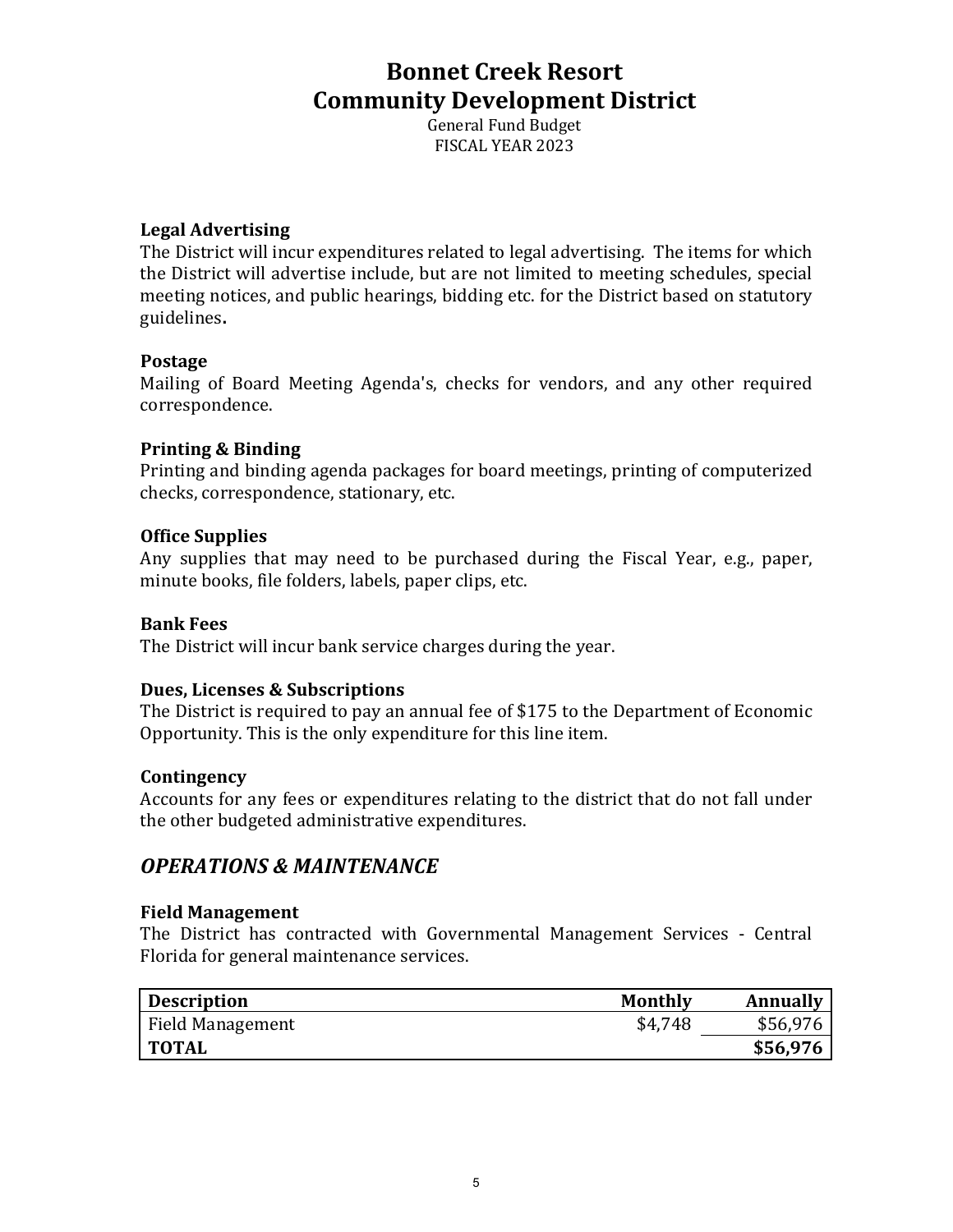# Bonnet Creek Resort
# Community Development District

General Fund Budget
FISCAL YEAR 2023

**Legal Advertising**
The District will incur expenditures related to legal advertising. The items for which the District will advertise include, but are not limited to meeting schedules, special meeting notices, and public hearings, bidding etc. for the District based on statutory guidelines.

**Postage**
Mailing of Board Meeting Agenda's, checks for vendors, and any other required correspondence.

**Printing & Binding**
Printing and binding agenda packages for board meetings, printing of computerized checks, correspondence, stationary, etc.

**Office Supplies**
Any supplies that may need to be purchased during the Fiscal Year, e.g., paper, minute books, file folders, labels, paper clips, etc.

**Bank Fees**
The District will incur bank service charges during the year.

**Dues, Licenses & Subscriptions**
The District is required to pay an annual fee of $175 to the Department of Economic Opportunity. This is the only expenditure for this line item.

**Contingency**
Accounts for any fees or expenditures relating to the district that do not fall under the other budgeted administrative expenditures.

## *OPERATIONS & MAINTENANCE*

**Field Management**
The District has contracted with Governmental Management Services - Central Florida for general maintenance services.

| Description | Monthly | Annually |
|---|---|---|
| Field Management | $4,748 | $56,976 |
| **TOTAL** | | **$56,976** |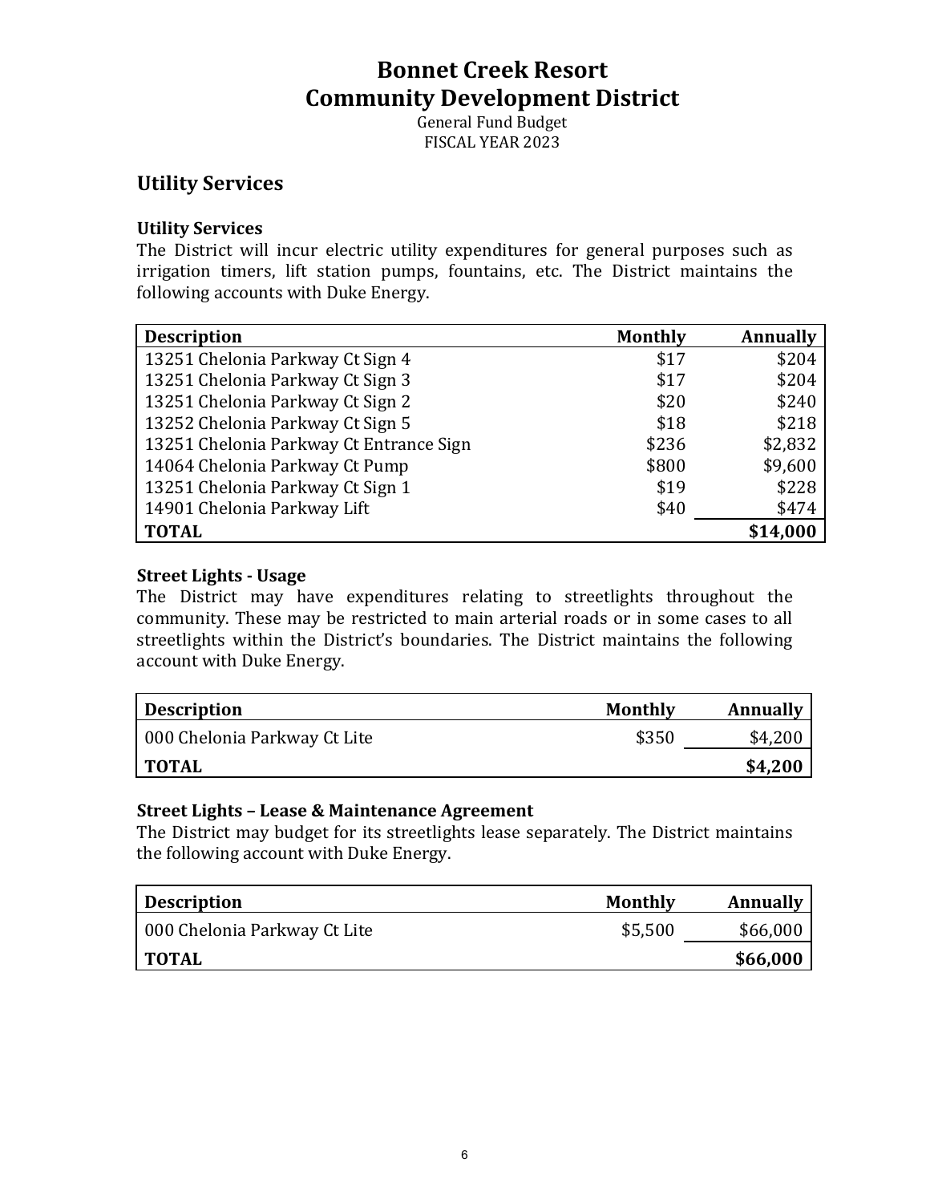# Bonnet Creek Resort
# Community Development District

General Fund Budget
FISCAL YEAR 2023

## Utility Services

### Utility Services

The District will incur electric utility expenditures for general purposes such as irrigation timers, lift station pumps, fountains, etc. The District maintains the following accounts with Duke Energy.

| Description | Monthly | Annually |
|---|---:|---:|
| 13251 Chelonia Parkway Ct Sign 4 | $17 | $204 |
| 13251 Chelonia Parkway Ct Sign 3 | $17 | $204 |
| 13251 Chelonia Parkway Ct Sign 2 | $20 | $240 |
| 13252 Chelonia Parkway Ct Sign 5 | $18 | $218 |
| 13251 Chelonia Parkway Ct Entrance Sign | $236 | $2,832 |
| 14064 Chelonia Parkway Ct Pump | $800 | $9,600 |
| 13251 Chelonia Parkway Ct Sign 1 | $19 | $228 |
| 14901 Chelonia Parkway Lift | $40 | $474 |
| **TOTAL** | | **$14,000** |

### Street Lights - Usage

The District may have expenditures relating to streetlights throughout the community. These may be restricted to main arterial roads or in some cases to all streetlights within the District's boundaries. The District maintains the following account with Duke Energy.

| Description | Monthly | Annually |
|---|---:|---:|
| 000 Chelonia Parkway Ct Lite | $350 | $4,200 |
| **TOTAL** | | **$4,200** |

### Street Lights – Lease & Maintenance Agreement

The District may budget for its streetlights lease separately. The District maintains the following account with Duke Energy.

| Description | Monthly | Annually |
|---|---:|---:|
| 000 Chelonia Parkway Ct Lite | $5,500 | $66,000 |
| **TOTAL** | | **$66,000** |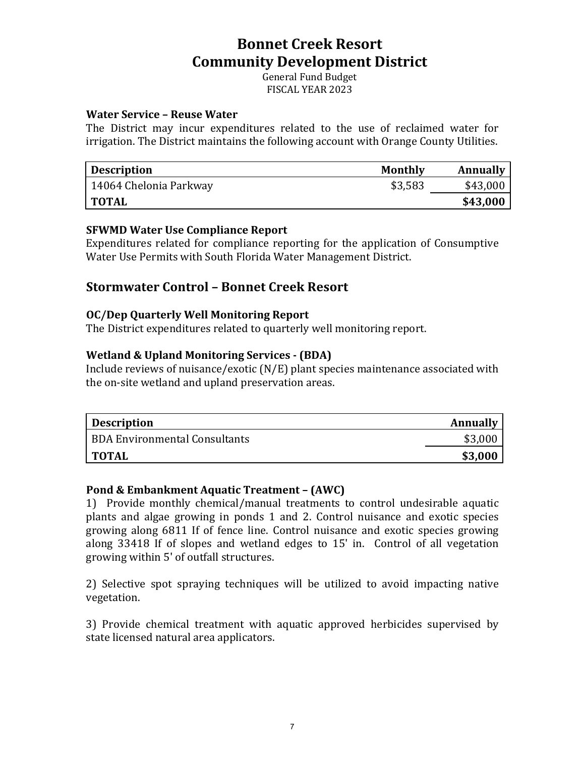# Bonnet Creek Resort Community Development District

General Fund Budget
FISCAL YEAR 2023

### Water Service – Reuse Water

The District may incur expenditures related to the use of reclaimed water for irrigation. The District maintains the following account with Orange County Utilities.

| Description | Monthly | Annually |
|---|---|---|
| 14064 Chelonia Parkway | $3,583 | $43,000 |
| **TOTAL** | | **$43,000** |

### SFWMD Water Use Compliance Report

Expenditures related for compliance reporting for the application of Consumptive Water Use Permits with South Florida Water Management District.

## Stormwater Control – Bonnet Creek Resort

### OC/Dep Quarterly Well Monitoring Report

The District expenditures related to quarterly well monitoring report.

### Wetland & Upland Monitoring Services - (BDA)

Include reviews of nuisance/exotic (N/E) plant species maintenance associated with the on-site wetland and upland preservation areas.

| Description | Annually |
|---|---|
| BDA Environmental Consultants | $3,000 |
| **TOTAL** | **$3,000** |

### Pond & Embankment Aquatic Treatment – (AWC)

1) Provide monthly chemical/manual treatments to control undesirable aquatic plants and algae growing in ponds 1 and 2. Control nuisance and exotic species growing along 6811 If of fence line. Control nuisance and exotic species growing along 33418 If of slopes and wetland edges to 15' in. Control of all vegetation growing within 5' of outfall structures.

2) Selective spot spraying techniques will be utilized to avoid impacting native vegetation.

3) Provide chemical treatment with aquatic approved herbicides supervised by state licensed natural area applicators.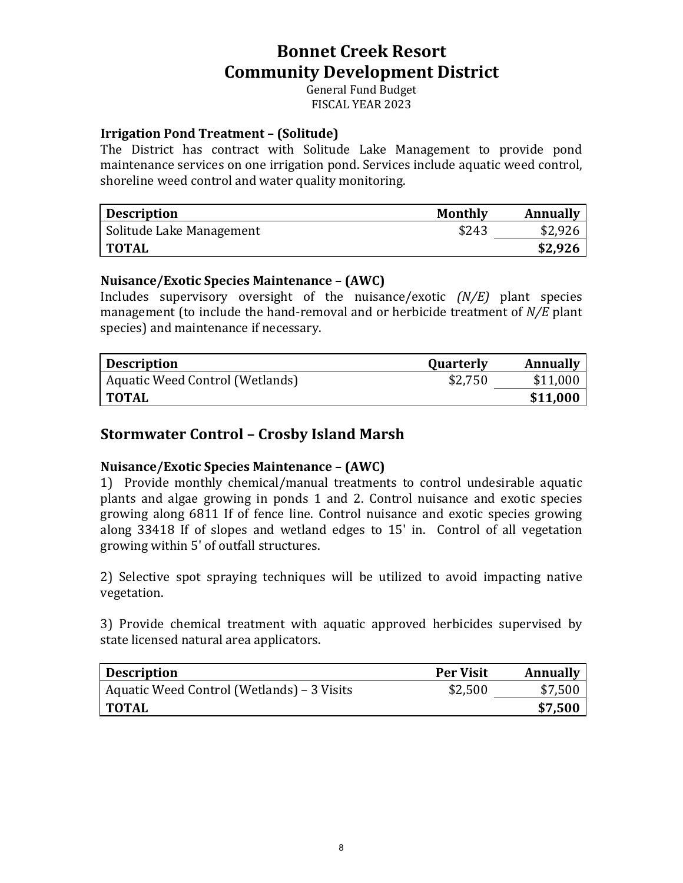# Bonnet Creek Resort
# Community Development District

General Fund Budget
FISCAL YEAR 2023

### Irrigation Pond Treatment – (Solitude)

The District has contract with Solitude Lake Management to provide pond maintenance services on one irrigation pond. Services include aquatic weed control, shoreline weed control and water quality monitoring.

| Description | Monthly | Annually |
|---|---|---|
| Solitude Lake Management | $243 | $2,926 |
| **TOTAL** | | **$2,926** |

### Nuisance/Exotic Species Maintenance – (AWC)

Includes supervisory oversight of the nuisance/exotic *(N/E)* plant species management (to include the hand-removal and or herbicide treatment of *N/E* plant species) and maintenance if necessary.

| Description | Quarterly | Annually |
|---|---|---|
| Aquatic Weed Control (Wetlands) | $2,750 | $11,000 |
| **TOTAL** | | **$11,000** |

## Stormwater Control – Crosby Island Marsh

### Nuisance/Exotic Species Maintenance – (AWC)

1) Provide monthly chemical/manual treatments to control undesirable aquatic plants and algae growing in ponds 1 and 2. Control nuisance and exotic species growing along 6811 lf of fence line. Control nuisance and exotic species growing along 33418 lf of slopes and wetland edges to 15' in. Control of all vegetation growing within 5' of outfall structures.

2) Selective spot spraying techniques will be utilized to avoid impacting native vegetation.

3) Provide chemical treatment with aquatic approved herbicides supervised by state licensed natural area applicators.

| Description | Per Visit | Annually |
|---|---|---|
| Aquatic Weed Control (Wetlands) – 3 Visits | $2,500 | $7,500 |
| **TOTAL** | | **$7,500** |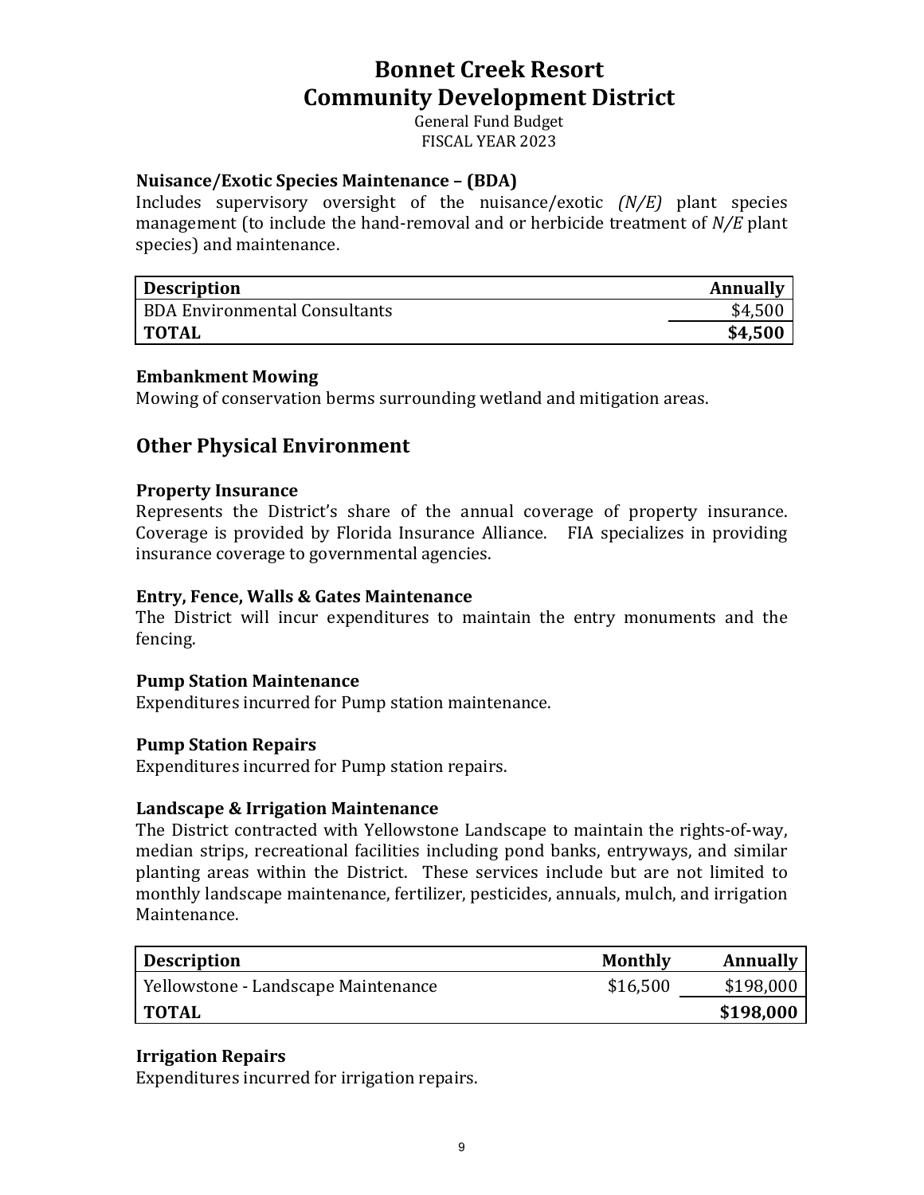# Bonnet Creek Resort
# Community Development District

General Fund Budget
FISCAL YEAR 2023

### Nuisance/Exotic Species Maintenance – (BDA)

Includes supervisory oversight of the nuisance/exotic *(N/E)* plant species management (to include the hand-removal and or herbicide treatment of *N/E* plant species) and maintenance.

| Description | Annually |
|---|---|
| BDA Environmental Consultants | $4,500 |
| **TOTAL** | **$4,500** |

### Embankment Mowing

Mowing of conservation berms surrounding wetland and mitigation areas.

## Other Physical Environment

### Property Insurance

Represents the District's share of the annual coverage of property insurance. Coverage is provided by Florida Insurance Alliance. FIA specializes in providing insurance coverage to governmental agencies.

### Entry, Fence, Walls & Gates Maintenance

The District will incur expenditures to maintain the entry monuments and the fencing.

### Pump Station Maintenance

Expenditures incurred for Pump station maintenance.

### Pump Station Repairs

Expenditures incurred for Pump station repairs.

### Landscape & Irrigation Maintenance

The District contracted with Yellowstone Landscape to maintain the rights-of-way, median strips, recreational facilities including pond banks, entryways, and similar planting areas within the District. These services include but are not limited to monthly landscape maintenance, fertilizer, pesticides, annuals, mulch, and irrigation Maintenance.

| Description | Monthly | Annually |
|---|---|---|
| Yellowstone - Landscape Maintenance | $16,500 | $198,000 |
| **TOTAL** | | **$198,000** |

### Irrigation Repairs

Expenditures incurred for irrigation repairs.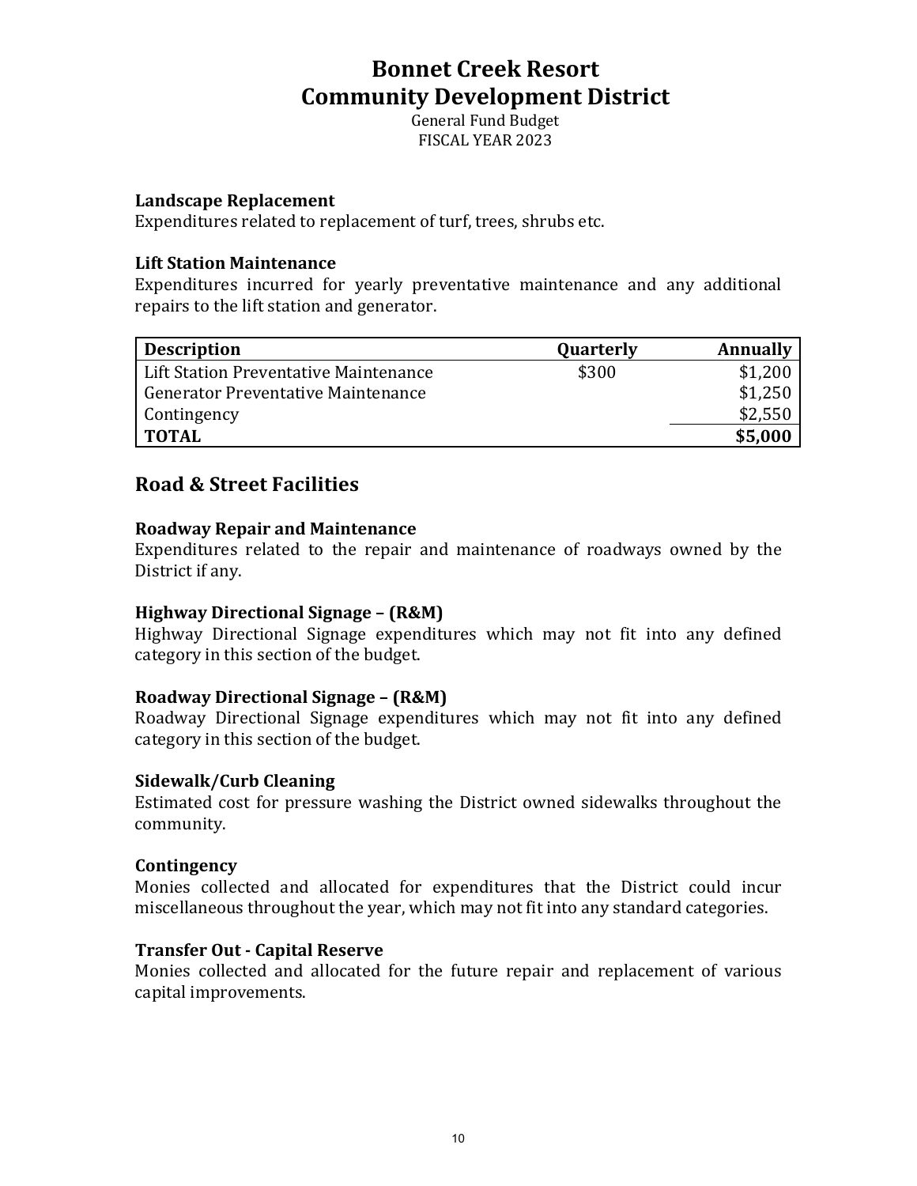# Bonnet Creek Resort
# Community Development District

General Fund Budget
FISCAL YEAR 2023

**Landscape Replacement**
Expenditures related to replacement of turf, trees, shrubs etc.

**Lift Station Maintenance**
Expenditures incurred for yearly preventative maintenance and any additional repairs to the lift station and generator.

| Description | Quarterly | Annually |
|---|---|---|
| Lift Station Preventative Maintenance | $300 | $1,200 |
| Generator Preventative Maintenance | | $1,250 |
| Contingency | | $2,550 |
| **TOTAL** | | **$5,000** |

## Road & Street Facilities

**Roadway Repair and Maintenance**
Expenditures related to the repair and maintenance of roadways owned by the District if any.

**Highway Directional Signage – (R&M)**
Highway Directional Signage expenditures which may not fit into any defined category in this section of the budget.

**Roadway Directional Signage – (R&M)**
Roadway Directional Signage expenditures which may not fit into any defined category in this section of the budget.

**Sidewalk/Curb Cleaning**
Estimated cost for pressure washing the District owned sidewalks throughout the community.

**Contingency**
Monies collected and allocated for expenditures that the District could incur miscellaneous throughout the year, which may not fit into any standard categories.

**Transfer Out - Capital Reserve**
Monies collected and allocated for the future repair and replacement of various capital improvements.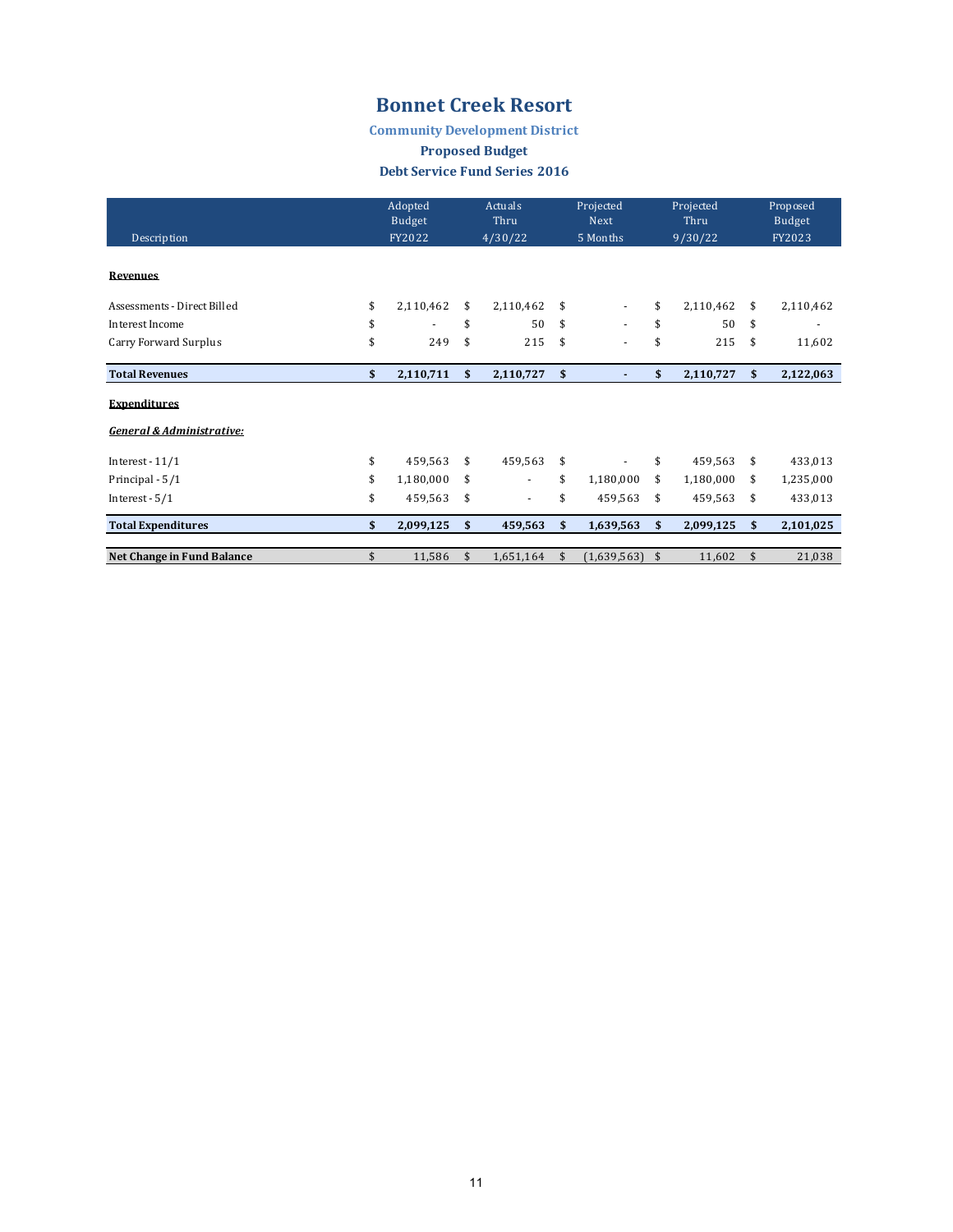# Bonnet Creek Resort

### Community Development District

### Proposed Budget

### Debt Service Fund Series 2016

| Description | Adopted Budget FY2022 | Actuals Thru 4/30/22 | Projected Next 5 Months | Projected Thru 9/30/22 | Proposed Budget FY2023 |
|---|---|---|---|---|---|
| **Revenues** | | | | | |
| Assessments - Direct Billed | $ 2,110,462 | $ 2,110,462 | $ - | $ 2,110,462 | $ 2,110,462 |
| Interest Income | $ - | $ 50 | $ - | $ 50 | $ - |
| Carry Forward Surplus | $ 249 | $ 215 | $ - | $ 215 | $ 11,602 |
| **Total Revenues** | **$ 2,110,711** | **$ 2,110,727** | **$ -** | **$ 2,110,727** | **$ 2,122,063** |
| **Expenditures** | | | | | |
| ***General & Administrative:*** | | | | | |
| Interest - 11/1 | $ 459,563 | $ 459,563 | $ - | $ 459,563 | $ 433,013 |
| Principal - 5/1 | $ 1,180,000 | $ - | $ 1,180,000 | $ 1,180,000 | $ 1,235,000 |
| Interest - 5/1 | $ 459,563 | $ - | $ 459,563 | $ 459,563 | $ 433,013 |
| **Total Expenditures** | **$ 2,099,125** | **$ 459,563** | **$ 1,639,563** | **$ 2,099,125** | **$ 2,101,025** |
| **Net Change in Fund Balance** | $ 11,586 | $ 1,651,164 | $ (1,639,563) | $ 11,602 | $ 21,038 |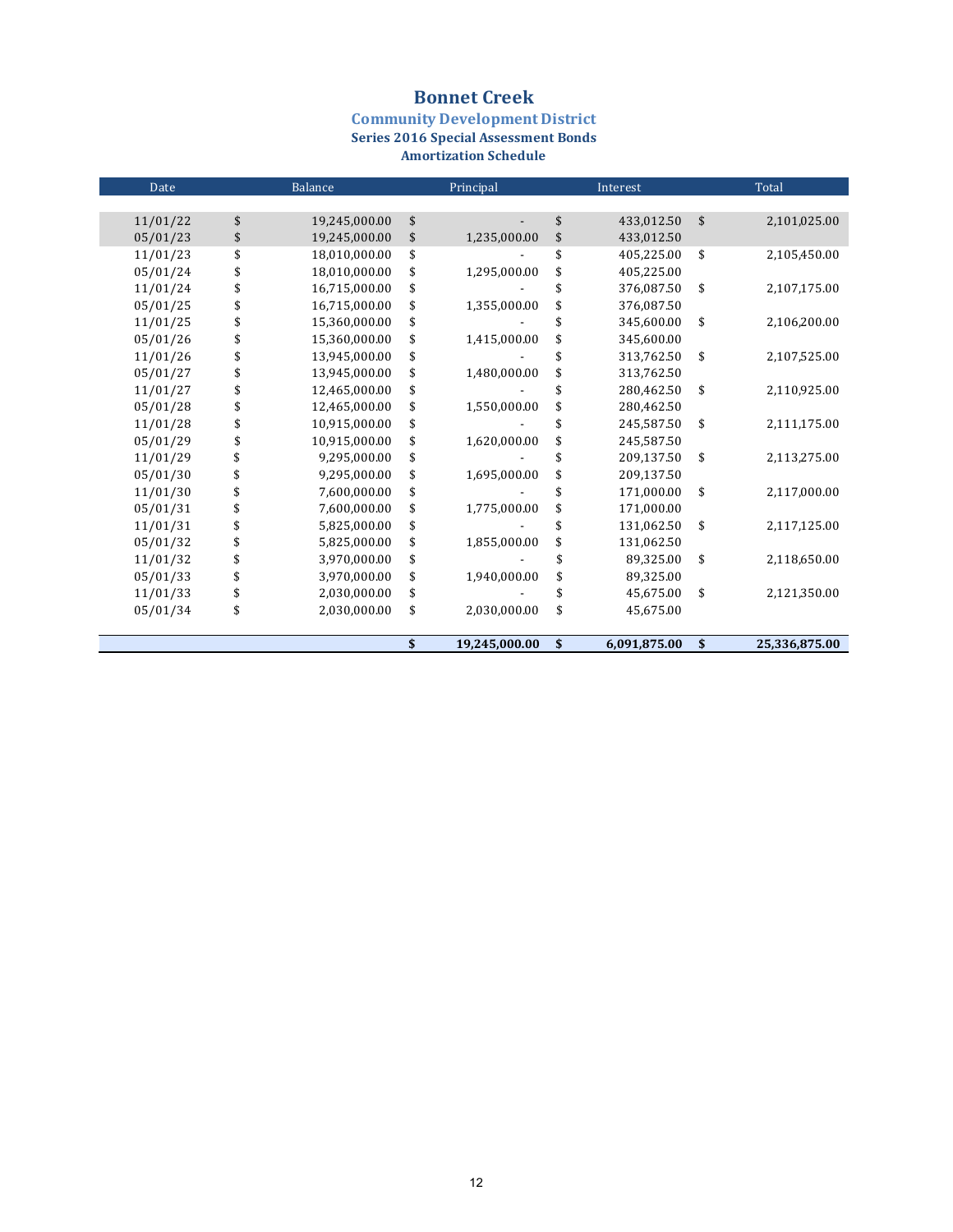# Bonnet Creek

## Community Development District

### Series 2016 Special Assessment Bonds

### Amortization Schedule

| Date | Balance | Principal | Interest | Total |
|---|---|---|---|---|
| 11/01/22 | $ 19,245,000.00 | $ - | $ 433,012.50 | $ 2,101,025.00 |
| 05/01/23 | $ 19,245,000.00 | $ 1,235,000.00 | $ 433,012.50 | |
| 11/01/23 | $ 18,010,000.00 | $ - | $ 405,225.00 | $ 2,105,450.00 |
| 05/01/24 | $ 18,010,000.00 | $ 1,295,000.00 | $ 405,225.00 | |
| 11/01/24 | $ 16,715,000.00 | $ - | $ 376,087.50 | $ 2,107,175.00 |
| 05/01/25 | $ 16,715,000.00 | $ 1,355,000.00 | $ 376,087.50 | |
| 11/01/25 | $ 15,360,000.00 | $ - | $ 345,600.00 | $ 2,106,200.00 |
| 05/01/26 | $ 15,360,000.00 | $ 1,415,000.00 | $ 345,600.00 | |
| 11/01/26 | $ 13,945,000.00 | $ - | $ 313,762.50 | $ 2,107,525.00 |
| 05/01/27 | $ 13,945,000.00 | $ 1,480,000.00 | $ 313,762.50 | |
| 11/01/27 | $ 12,465,000.00 | $ - | $ 280,462.50 | $ 2,110,925.00 |
| 05/01/28 | $ 12,465,000.00 | $ 1,550,000.00 | $ 280,462.50 | |
| 11/01/28 | $ 10,915,000.00 | $ - | $ 245,587.50 | $ 2,111,175.00 |
| 05/01/29 | $ 10,915,000.00 | $ 1,620,000.00 | $ 245,587.50 | |
| 11/01/29 | $ 9,295,000.00 | $ - | $ 209,137.50 | $ 2,113,275.00 |
| 05/01/30 | $ 9,295,000.00 | $ 1,695,000.00 | $ 209,137.50 | |
| 11/01/30 | $ 7,600,000.00 | $ - | $ 171,000.00 | $ 2,117,000.00 |
| 05/01/31 | $ 7,600,000.00 | $ 1,775,000.00 | $ 171,000.00 | |
| 11/01/31 | $ 5,825,000.00 | $ - | $ 131,062.50 | $ 2,117,125.00 |
| 05/01/32 | $ 5,825,000.00 | $ 1,855,000.00 | $ 131,062.50 | |
| 11/01/32 | $ 3,970,000.00 | $ - | $ 89,325.00 | $ 2,118,650.00 |
| 05/01/33 | $ 3,970,000.00 | $ 1,940,000.00 | $ 89,325.00 | |
| 11/01/33 | $ 2,030,000.00 | $ - | $ 45,675.00 | $ 2,121,350.00 |
| 05/01/34 | $ 2,030,000.00 | $ 2,030,000.00 | $ 45,675.00 | |
| | | **$ 19,245,000.00** | **$ 6,091,875.00** | **$ 25,336,875.00** |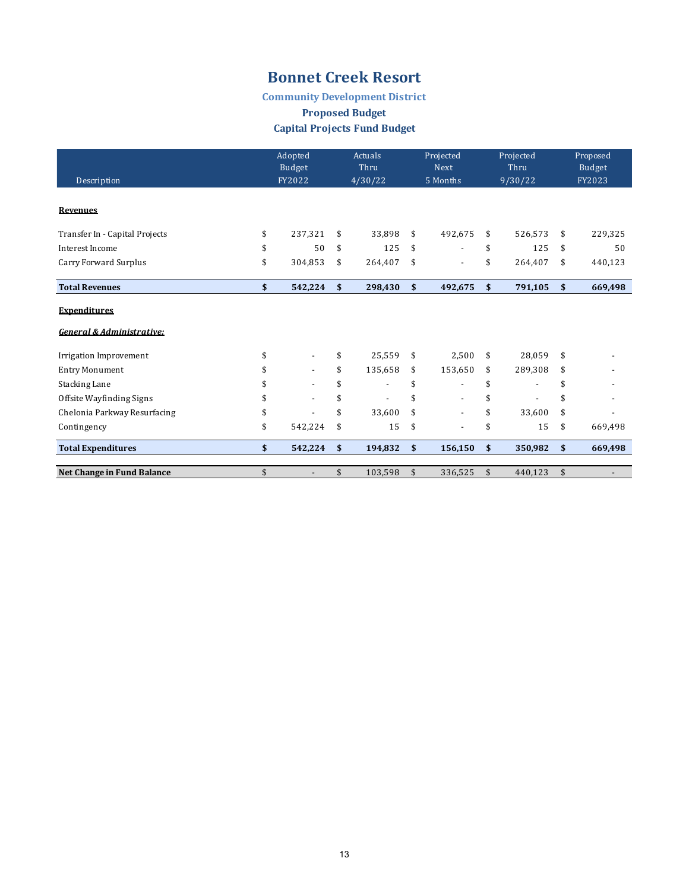# Bonnet Creek Resort

## Community Development District

### Proposed Budget

### Capital Projects Fund Budget

| Description | Adopted Budget FY2022 | Actuals Thru 4/30/22 | Projected Next 5 Months | Projected Thru 9/30/22 | Proposed Budget FY2023 |
|---|---|---|---|---|---|
| **Revenues** | | | | | |
| Transfer In - Capital Projects | $ 237,321 | $ 33,898 | $ 492,675 | $ 526,573 | $ 229,325 |
| Interest Income | $ 50 | $ 125 | $ - | $ 125 | $ 50 |
| Carry Forward Surplus | $ 304,853 | $ 264,407 | $ - | $ 264,407 | $ 440,123 |
| **Total Revenues** | **$ 542,224** | **$ 298,430** | **$ 492,675** | **$ 791,105** | **$ 669,498** |
| **Expenditures** | | | | | |
| ***General & Administrative:*** | | | | | |
| Irrigation Improvement | $ - | $ 25,559 | $ 2,500 | $ 28,059 | $ - |
| Entry Monument | $ - | $ 135,658 | $ 153,650 | $ 289,308 | $ - |
| Stacking Lane | $ - | $ - | $ - | $ - | $ - |
| Offsite Wayfinding Signs | $ - | $ - | $ - | $ - | $ - |
| Chelonia Parkway Resurfacing | $ - | $ 33,600 | $ - | $ 33,600 | $ - |
| Contingency | $ 542,224 | $ 15 | $ - | $ 15 | $ 669,498 |
| **Total Expenditures** | **$ 542,224** | **$ 194,832** | **$ 156,150** | **$ 350,982** | **$ 669,498** |
| **Net Change in Fund Balance** | $ - | $ 103,598 | $ 336,525 | $ 440,123 | $ - |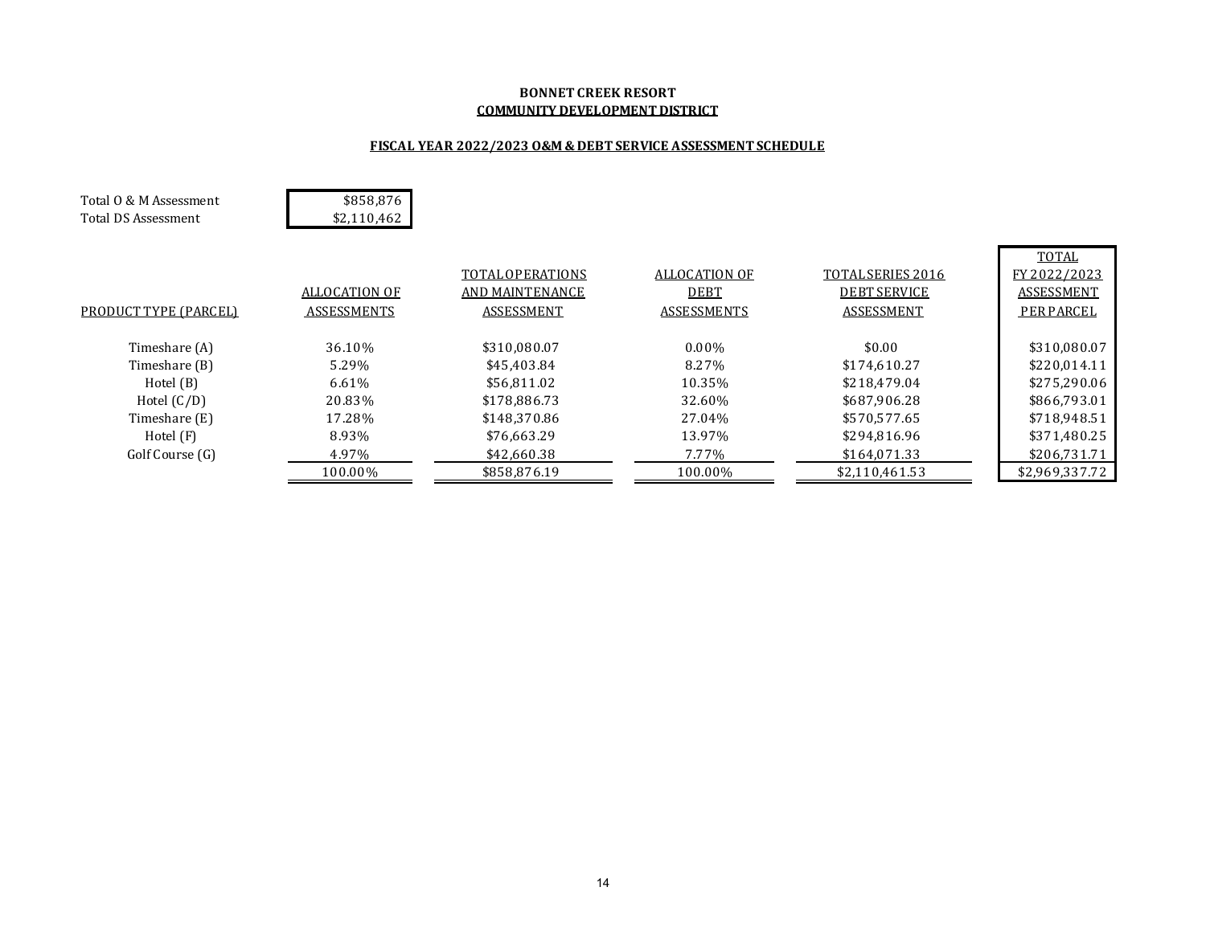**BONNET CREEK RESORT**
**COMMUNITY DEVELOPMENT DISTRICT**

**FISCAL YEAR 2022/2023 O&M & DEBT SERVICE ASSESSMENT SCHEDULE**

| | |
|---|---|
| Total O & M Assessment | $858,876 |
| Total DS Assessment | $2,110,462 |

| PRODUCT TYPE (PARCEL) | ALLOCATION OF ASSESSMENTS | TOTAL OPERATIONS AND MAINTENANCE ASSESSMENT | ALLOCATION OF DEBT ASSESSMENTS | TOTAL SERIES 2016 DEBT SERVICE ASSESSMENT | TOTAL FY 2022/2023 ASSESSMENT PER PARCEL |
|---|---|---|---|---|---|
| Timeshare (A) | 36.10% | $310,080.07 | 0.00% | $0.00 | $310,080.07 |
| Timeshare (B) | 5.29% | $45,403.84 | 8.27% | $174,610.27 | $220,014.11 |
| Hotel (B) | 6.61% | $56,811.02 | 10.35% | $218,479.04 | $275,290.06 |
| Hotel (C/D) | 20.83% | $178,886.73 | 32.60% | $687,906.28 | $866,793.01 |
| Timeshare (E) | 17.28% | $148,370.86 | 27.04% | $570,577.65 | $718,948.51 |
| Hotel (F) | 8.93% | $76,663.29 | 13.97% | $294,816.96 | $371,480.25 |
| Golf Course (G) | 4.97% | $42,660.38 | 7.77% | $164,071.33 | $206,731.71 |
| | 100.00% | $858,876.19 | 100.00% | $2,110,461.53 | $2,969,337.72 |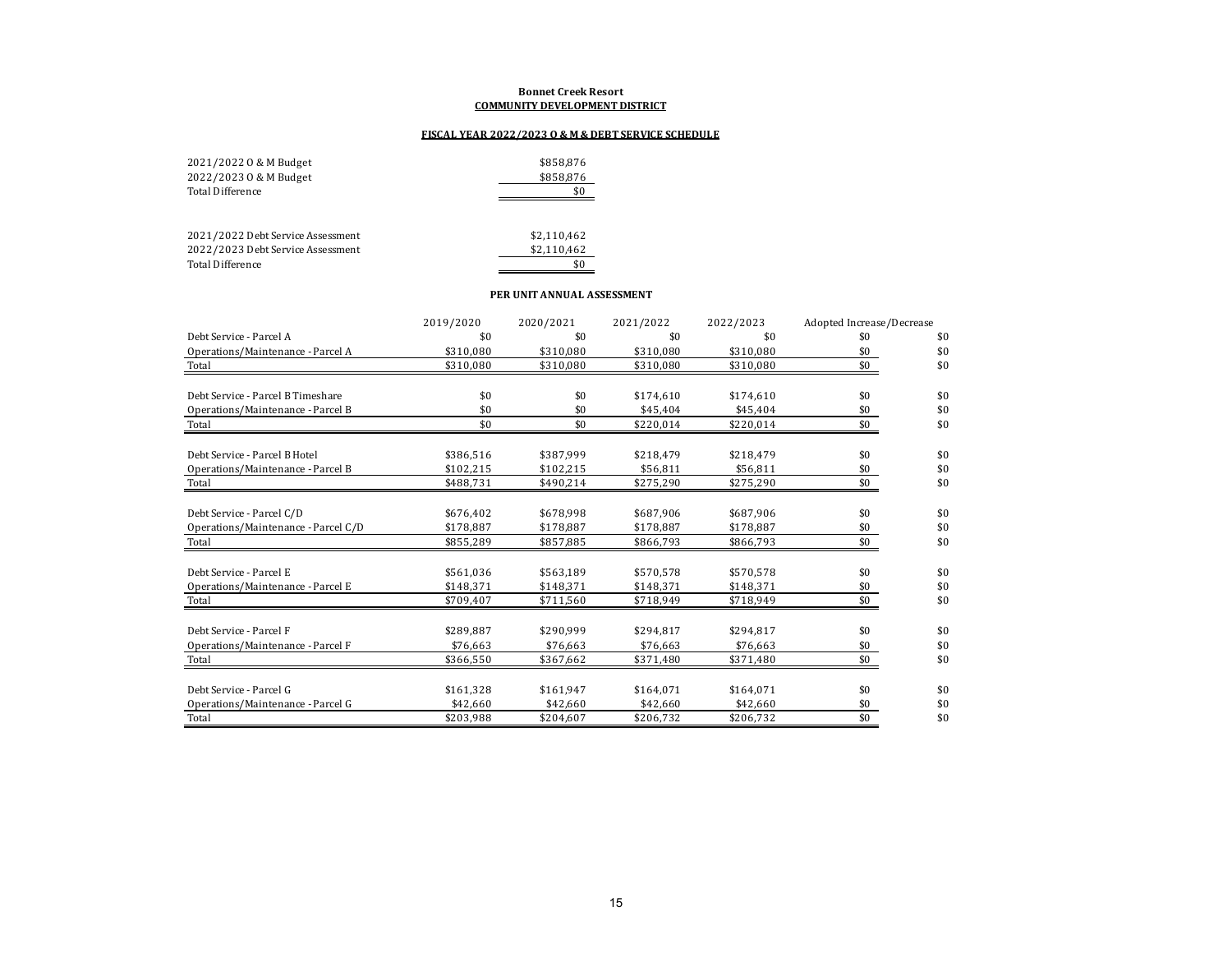**Bonnet Creek Resort**
**COMMUNITY DEVELOPMENT DISTRICT**

**FISCAL YEAR 2022/2023 O & M & DEBT SERVICE SCHEDULE**

| | |
|---|---|
| 2021/2022 O & M Budget | $858,876 |
| 2022/2023 O & M Budget | $858,876 |
| Total Difference | $0 |

| | |
|---|---|
| 2021/2022 Debt Service Assessment | $2,110,462 |
| 2022/2023 Debt Service Assessment | $2,110,462 |
| Total Difference | $0 |

**PER UNIT ANNUAL ASSESSMENT**

| | 2019/2020 | 2020/2021 | 2021/2022 | 2022/2023 | Adopted Increase/Decrease | |
|---|---|---|---|---|---|---|
| Debt Service - Parcel A | $0 | $0 | $0 | $0 | $0 | $0 |
| Operations/Maintenance - Parcel A | $310,080 | $310,080 | $310,080 | $310,080 | $0 | $0 |
| Total | $310,080 | $310,080 | $310,080 | $310,080 | $0 | $0 |
| | | | | | | |
| Debt Service - Parcel B Timeshare | $0 | $0 | $174,610 | $174,610 | $0 | $0 |
| Operations/Maintenance - Parcel B | $0 | $0 | $45,404 | $45,404 | $0 | $0 |
| Total | $0 | $0 | $220,014 | $220,014 | $0 | $0 |
| | | | | | | |
| Debt Service - Parcel B Hotel | $386,516 | $387,999 | $218,479 | $218,479 | $0 | $0 |
| Operations/Maintenance - Parcel B | $102,215 | $102,215 | $56,811 | $56,811 | $0 | $0 |
| Total | $488,731 | $490,214 | $275,290 | $275,290 | $0 | $0 |
| | | | | | | |
| Debt Service - Parcel C/D | $676,402 | $678,998 | $687,906 | $687,906 | $0 | $0 |
| Operations/Maintenance - Parcel C/D | $178,887 | $178,887 | $178,887 | $178,887 | $0 | $0 |
| Total | $855,289 | $857,885 | $866,793 | $866,793 | $0 | $0 |
| | | | | | | |
| Debt Service - Parcel E | $561,036 | $563,189 | $570,578 | $570,578 | $0 | $0 |
| Operations/Maintenance - Parcel E | $148,371 | $148,371 | $148,371 | $148,371 | $0 | $0 |
| Total | $709,407 | $711,560 | $718,949 | $718,949 | $0 | $0 |
| | | | | | | |
| Debt Service - Parcel F | $289,887 | $290,999 | $294,817 | $294,817 | $0 | $0 |
| Operations/Maintenance - Parcel F | $76,663 | $76,663 | $76,663 | $76,663 | $0 | $0 |
| Total | $366,550 | $367,662 | $371,480 | $371,480 | $0 | $0 |
| | | | | | | |
| Debt Service - Parcel G | $161,328 | $161,947 | $164,071 | $164,071 | $0 | $0 |
| Operations/Maintenance - Parcel G | $42,660 | $42,660 | $42,660 | $42,660 | $0 | $0 |
| Total | $203,988 | $204,607 | $206,732 | $206,732 | $0 | $0 |